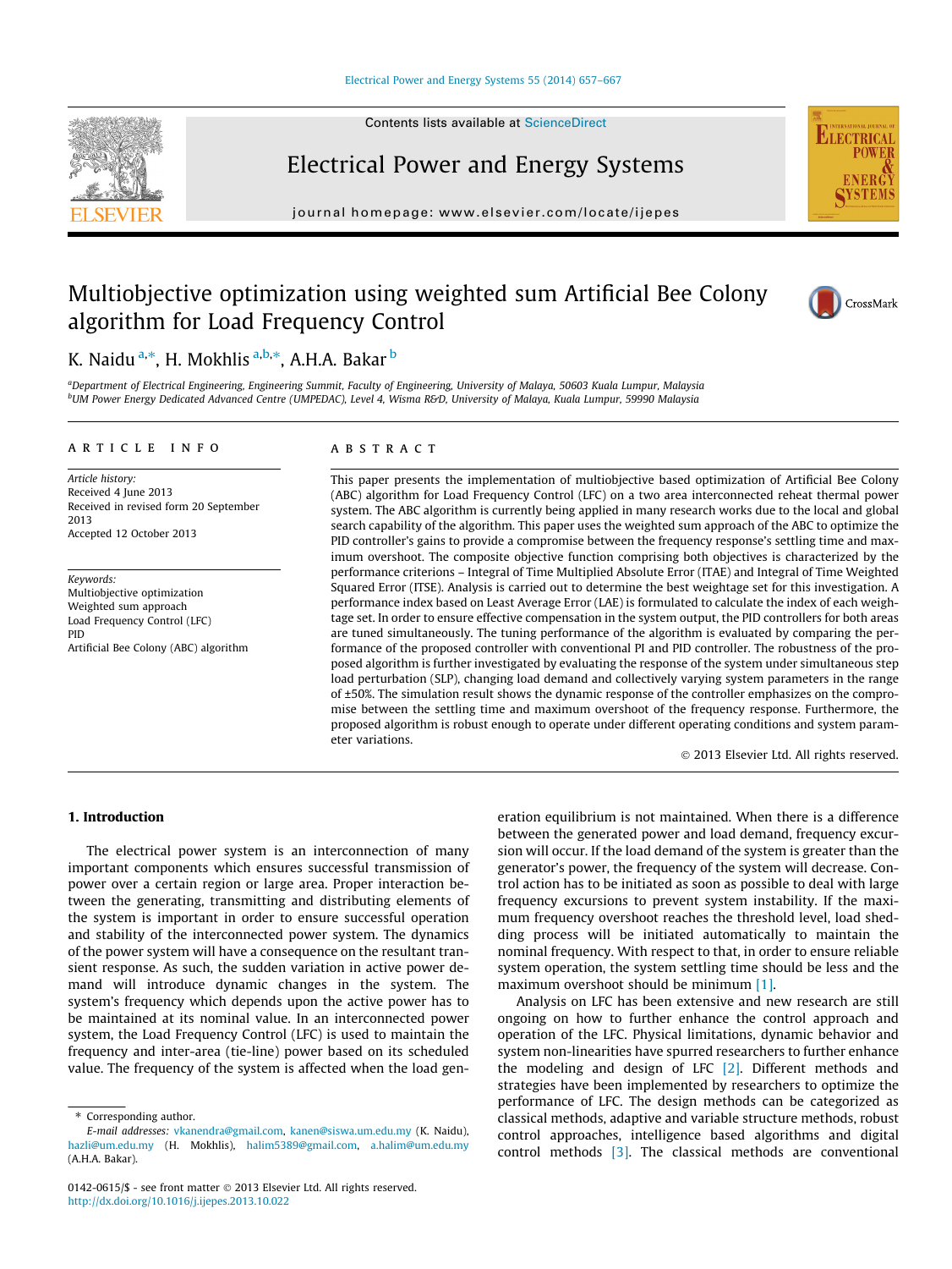# Multiobjective optimization using weighted sum Artificial Bee Colony algorithm for Load Frequency Control

K. Naidu [a,*], H. Mokhlis [a,b,*], A.H.A. Bakar [b]

[a] Department of Electrical Engineering, Engineering Summit, Faculty of Engineering, University of Malaya, 50603 Kuala Lumpur, Malaysia
[b] UM Power Energy Dedicated Advanced Centre (UMPEDAC), Level 4, Wisma R&D, University of Malaya, Kuala Lumpur, 59990 Malaysia

## ARTICLE INFO

*Article history:*
Received 4 June 2013
Received in revised form 20 September 2013
Accepted 12 October 2013

*Keywords:*
Multiobjective optimization
Weighted sum approach
Load Frequency Control (LFC)
PID
Artificial Bee Colony (ABC) algorithm

## ABSTRACT

This paper presents the implementation of multiobjective based optimization of Artificial Bee Colony (ABC) algorithm for Load Frequency Control (LFC) on a two area interconnected reheat thermal power system. The ABC algorithm is currently being applied in many research works due to the local and global search capability of the algorithm. This paper uses the weighted sum approach of the ABC to optimize the PID controller's gains to provide a compromise between the frequency response's settling time and maximum overshoot. The composite objective function comprising both objectives is characterized by the performance criterions – Integral of Time Multiplied Absolute Error (ITAE) and Integral of Time Weighted Squared Error (ITSE). Analysis is carried out to determine the best weightage set for this investigation. A performance index based on Least Average Error (LAE) is formulated to calculate the index of each weightage set. In order to ensure effective compensation in the system output, the PID controllers for both areas are tuned simultaneously. The tuning performance of the algorithm is evaluated by comparing the performance of the proposed controller with conventional PI and PID controller. The robustness of the proposed algorithm is further investigated by evaluating the response of the system under simultaneous step load perturbation (SLP), changing load demand and collectively varying system parameters in the range of ±50%. The simulation result shows the dynamic response of the controller emphasizes on the compromise between the settling time and maximum overshoot of the frequency response. Furthermore, the proposed algorithm is robust enough to operate under different operating conditions and system parameter variations.

© 2013 Elsevier Ltd. All rights reserved.

## 1. Introduction

The electrical power system is an interconnection of many important components which ensures successful transmission of power over a certain region or large area. Proper interaction between the generating, transmitting and distributing elements of the system is important in order to ensure successful operation and stability of the interconnected power system. The dynamics of the power system will have a consequence on the resultant transient response. As such, the sudden variation in active power demand will introduce dynamic changes in the system. The system's frequency which depends upon the active power has to be maintained at its nominal value. In an interconnected power system, the Load Frequency Control (LFC) is used to maintain the frequency and inter-area (tie-line) power based on its scheduled value. The frequency of the system is affected when the load generation equilibrium is not maintained. When there is a difference between the generated power and load demand, frequency excursion will occur. If the load demand of the system is greater than the generator's power, the frequency of the system will decrease. Control action has to be initiated as soon as possible to deal with large frequency excursions to prevent system instability. If the maximum frequency overshoot reaches the threshold level, load shedding process will be initiated automatically to maintain the nominal frequency. With respect to that, in order to ensure reliable system operation, the system settling time should be less and the maximum overshoot should be minimum [1].

Analysis on LFC has been extensive and new research are still ongoing on how to further enhance the control approach and operation of the LFC. Physical limitations, dynamic behavior and system non-linearities have spurred researchers to further enhance the modeling and design of LFC [2]. Different methods and strategies have been implemented by researchers to optimize the performance of LFC. The design methods can be categorized as classical methods, adaptive and variable structure methods, robust control approaches, intelligence based algorithms and digital control methods [3]. The classical methods are conventional

\* Corresponding author.
*E-mail addresses:* vkanendra@gmail.com, kanen@siswa.um.edu.my (K. Naidu), hazli@um.edu.my (H. Mokhlis), halim5389@gmail.com, a.halim@um.edu.my (A.H.A. Bakar).

0142-0615/$ - see front matter © 2013 Elsevier Ltd. All rights reserved.
http://dx.doi.org/10.1016/j.ijepes.2013.10.022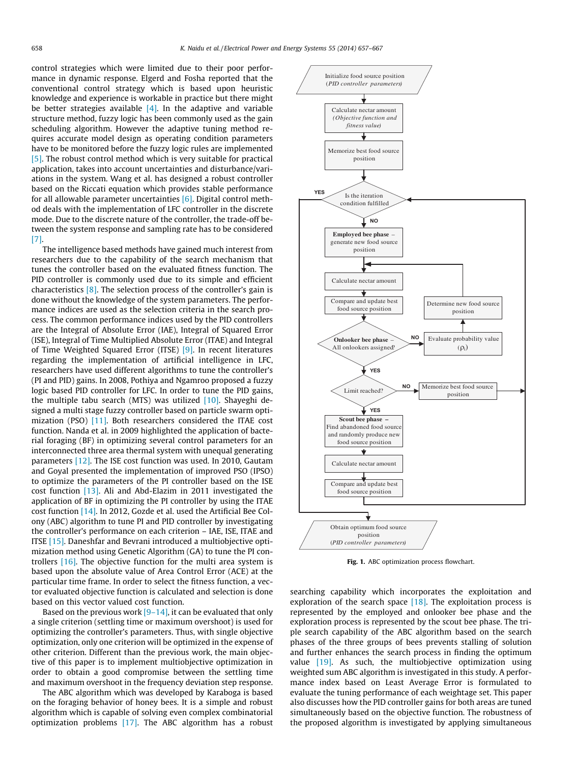control strategies which were limited due to their poor performance in dynamic response. Elgerd and Fosha reported that the conventional control strategy which is based upon heuristic knowledge and experience is workable in practice but there might be better strategies available [4]. In the adaptive and variable structure method, fuzzy logic has been commonly used as the gain scheduling algorithm. However the adaptive tuning method requires accurate model design as operating condition parameters have to be monitored before the fuzzy logic rules are implemented [5]. The robust control method which is very suitable for practical application, takes into account uncertainties and disturbance/variations in the system. Wang et al. has designed a robust controller based on the Riccati equation which provides stable performance for all allowable parameter uncertainties [6]. Digital control method deals with the implementation of LFC controller in the discrete mode. Due to the discrete nature of the controller, the trade-off between the system response and sampling rate has to be considered [7].

The intelligence based methods have gained much interest from researchers due to the capability of the search mechanism that tunes the controller based on the evaluated fitness function. The PID controller is commonly used due to its simple and efficient characteristics [8]. The selection process of the controller's gain is done without the knowledge of the system parameters. The performance indices are used as the selection criteria in the search process. The common performance indices used by the PID controllers are the Integral of Absolute Error (IAE), Integral of Squared Error (ISE), Integral of Time Multiplied Absolute Error (ITAE) and Integral of Time Weighted Squared Error (ITSE) [9]. In recent literatures regarding the implementation of artificial intelligence in LFC, researchers have used different algorithms to tune the controller's (PI and PID) gains. In 2008, Pothiya and Ngamroo proposed a fuzzy logic based PID controller for LFC. In order to tune the PID gains, the multiple tabu search (MTS) was utilized [10]. Shayeghi designed a multi stage fuzzy controller based on particle swarm optimization (PSO) [11]. Both researchers considered the ITAE cost function. Nanda et al. in 2009 highlighted the application of bacterial foraging (BF) in optimizing several control parameters for an interconnected three area thermal system with unequal generating parameters [12]. The ISE cost function was used. In 2010, Gautam and Goyal presented the implementation of improved PSO (IPSO) to optimize the parameters of the PI controller based on the ISE cost function [13]. Ali and Abd-Elazim in 2011 investigated the application of BF in optimizing the PI controller by using the ITAE cost function [14]. In 2012, Gozde et al. used the Artificial Bee Colony (ABC) algorithm to tune PI and PID controller by investigating the controller's performance on each criterion – IAE, ISE, ITAE and ITSE [15]. Daneshfar and Bevrani introduced a multiobjective optimization method using Genetic Algorithm (GA) to tune the PI controllers [16]. The objective function for the multi area system is based upon the absolute value of Area Control Error (ACE) at the particular time frame. In order to select the fitness function, a vector evaluated objective function is calculated and selection is done based on this vector valued cost function.

Based on the previous work [9–14], it can be evaluated that only a single criterion (settling time or maximum overshoot) is used for optimizing the controller's parameters. Thus, with single objective optimization, only one criterion will be optimized in the expense of other criterion. Different than the previous work, the main objective of this paper is to implement multiobjective optimization in order to obtain a good compromise between the settling time and maximum overshoot in the frequency deviation step response.

The ABC algorithm which was developed by Karaboga is based on the foraging behavior of honey bees. It is a simple and robust algorithm which is capable of solving even complex combinatorial optimization problems [17]. The ABC algorithm has a robust searching capability which incorporates the exploitation and exploration of the search space [18]. The exploitation process is represented by the employed and onlooker bee phase and the exploration process is represented by the scout bee phase. The triple search capability of the ABC algorithm based on the search phases of the three groups of bees prevents stalling of solution and further enhances the search process in finding the optimum value [19]. As such, the multiobjective optimization using weighted sum ABC algorithm is investigated in this study. A performance index based on Least Average Error is formulated to evaluate the tuning performance of each weightage set. This paper also discusses how the PID controller gains for both areas are tuned simultaneously based on the objective function. The robustness of the proposed algorithm is investigated by applying simultaneous

Fig. 1. ABC optimization process flowchart.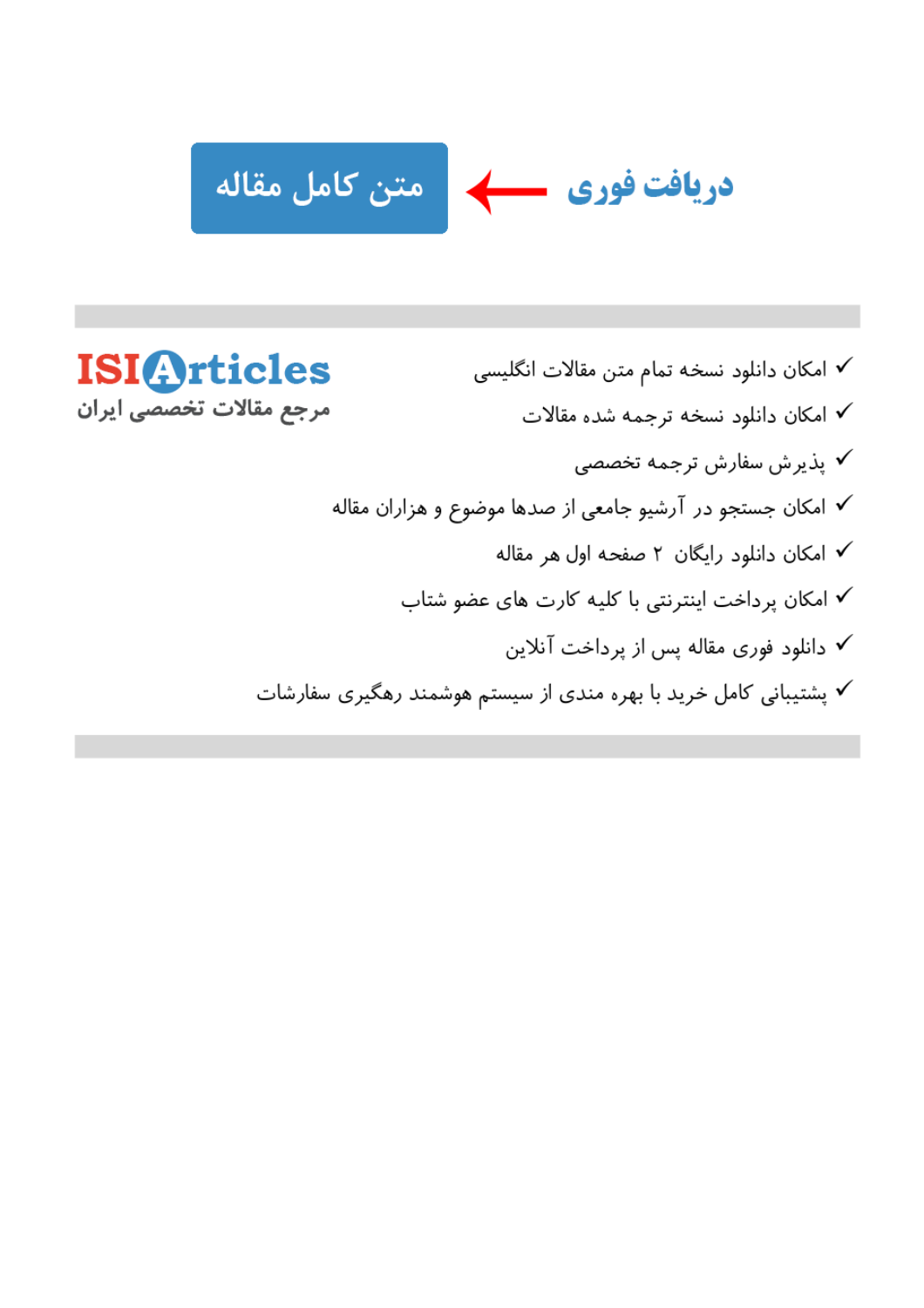دریافت فوری ← متن کامل مقاله

ISIArticles
مرجع مقالات تخصصی ایران

- ✓ امکان دانلود نسخه تمام متن مقالات انگلیسی
- ✓ امکان دانلود نسخه ترجمه شده مقالات
- ✓ پذیرش سفارش ترجمه تخصصی
- ✓ امکان جستجو در آرشیو جامعی از صدها موضوع و هزاران مقاله
- ✓ امکان دانلود رایگان ۲ صفحه اول هر مقاله
- ✓ امکان پرداخت اینترنتی با کلیه کارت های عضو شتاب
- ✓ دانلود فوری مقاله پس از پرداخت آنلاین
- ✓ پشتیبانی کامل خرید با بهره مندی از سیستم هوشمند رهگیری سفارشات